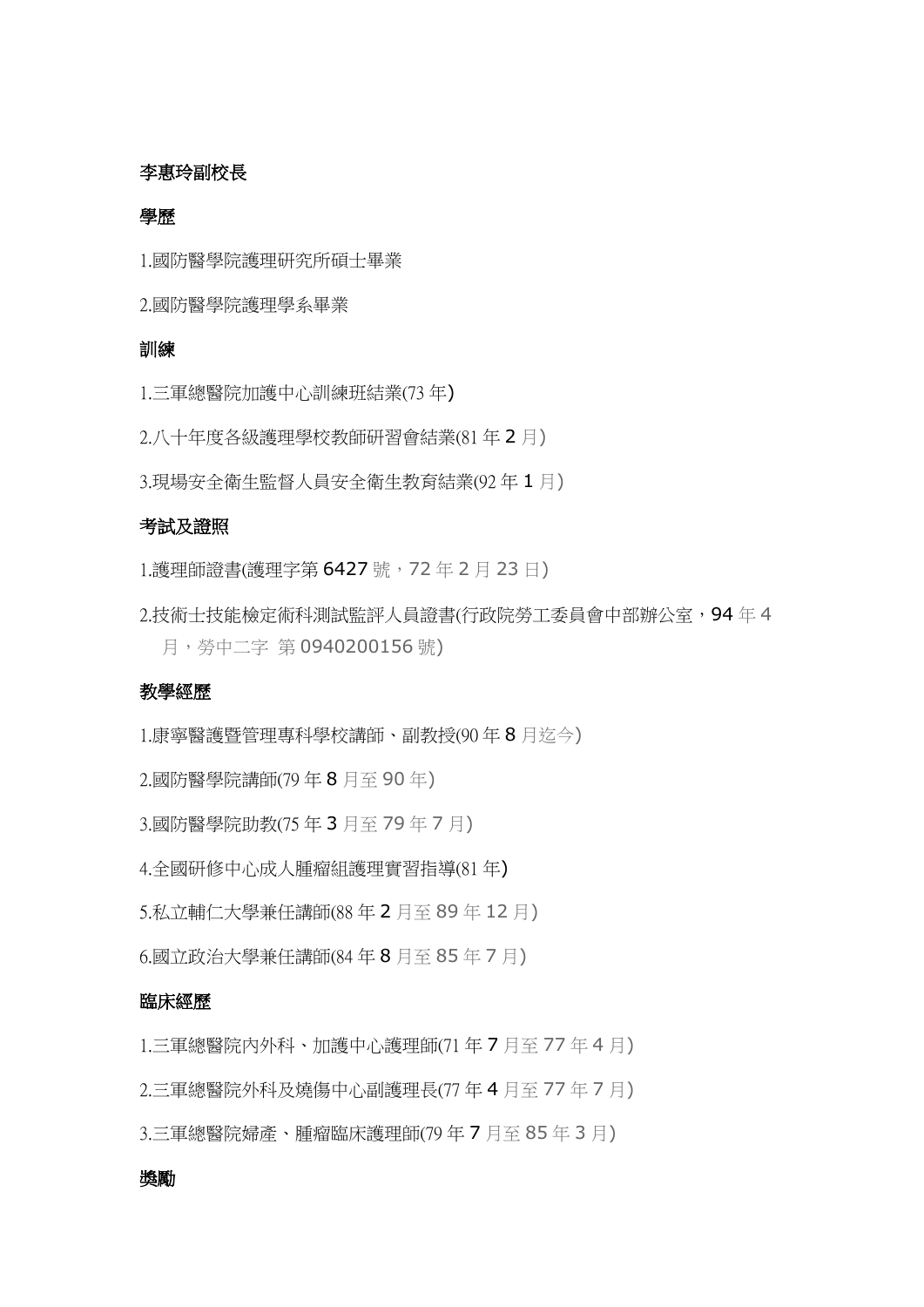**李惠玲副校長**

**學歷**

1.國防醫學院護理研究所碩士畢業

2.國防醫學院護理學系畢業

**訓練**

1.三軍總醫院加護中心訓練班結業(73 年)

2.八十年度各級護理學校教師研習會結業(81 年 2 月)

3.現場安全衛生監督人員安全衛生教育結業(92 年 1 月)

**考試及證照**

1.護理師證書(護理字第 6427 號，72 年 2 月 23 日)

2.技術士技能檢定術科測試監評人員證書(行政院勞工委員會中部辦公室，94 年 4 月，勞中二字 第 0940200156 號)

**教學經歷**

1.康寧醫護暨管理專科學校講師、副教授(90 年 8 月迄今)

2.國防醫學院講師(79 年 8 月至 90 年)

3.國防醫學院助教(75 年 3 月至 79 年 7 月)

4.全國研修中心成人腫瘤組護理實習指導(81 年)

5.私立輔仁大學兼任講師(88 年 2 月至 89 年 12 月)

6.國立政治大學兼任講師(84 年 8 月至 85 年 7 月)

**臨床經歷**

1.三軍總醫院內外科、加護中心護理師(71 年 7 月至 77 年 4 月)

2.三軍總醫院外科及燒傷中心副護理長(77 年 4 月至 77 年 7 月)

3.三軍總醫院婦產、腫瘤臨床護理師(79 年 7 月至 85 年 3 月)

**獎勵**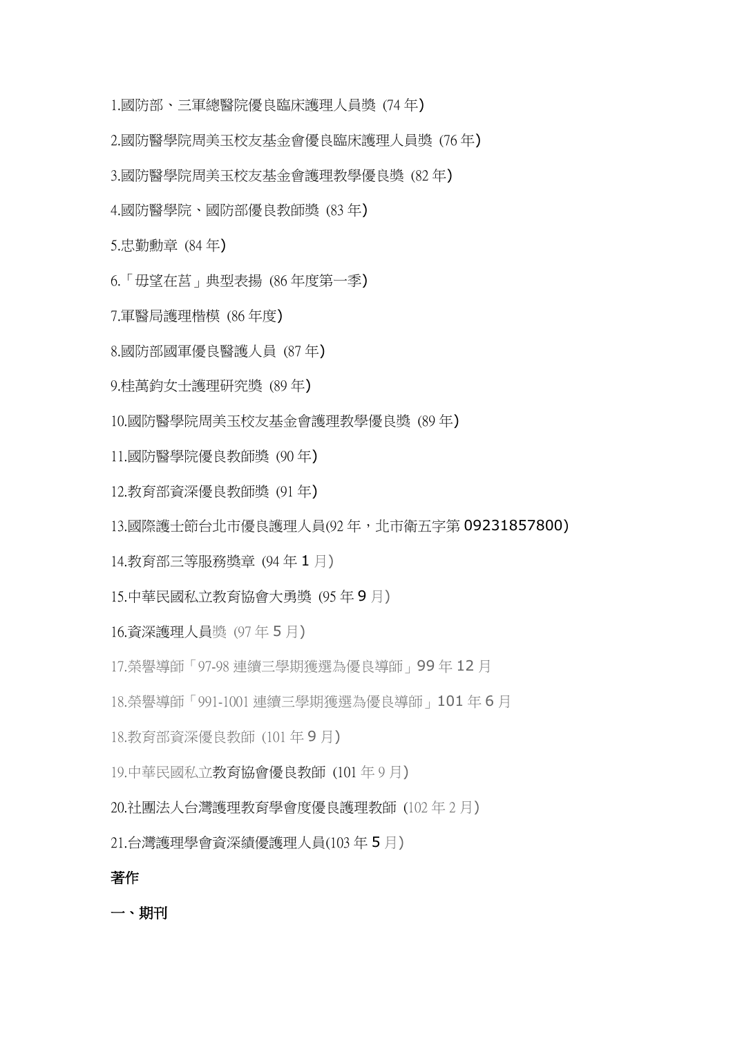1.國防部、三軍總醫院優良臨床護理人員獎 (74 年)

2.國防醫學院周美玉校友基金會優良臨床護理人員獎 (76 年)

3.國防醫學院周美玉校友基金會護理教學優良獎 (82 年)

4.國防醫學院、國防部優良教師獎 (83 年)

5.忠勤勳章 (84 年)

6.「毋望在莒」典型表揚 (86 年度第一季)

7.軍醫局護理楷模 (86 年度)

8.國防部國軍優良醫護人員 (87 年)

9.桂萬鈞女士護理研究獎 (89 年)

10.國防醫學院周美玉校友基金會護理教學優良獎 (89 年)

11.國防醫學院優良教師獎 (90 年)

12.教育部資深優良教師獎 (91 年)

13.國際護士節台北市優良護理人員(92 年，北市衛五字第 09231857800)

14.教育部三等服務獎章 (94 年 1 月)

15.中華民國私立教育協會大勇獎 (95 年 9 月)

16.資深護理人員獎 (97 年 5 月)

17.榮譽導師「97-98 連續三學期獲選為優良導師」99 年 12 月

18.榮譽導師「991-1001 連續三學期獲選為優良導師」101 年 6 月

18.教育部資深優良教師 (101 年 9 月)

19.中華民國私立教育協會優良教師 (101 年 9 月)

20.社團法人台灣護理教育學會度優良護理教師 (102 年 2 月)

21.台灣護理學會資深績優護理人員(103 年 5 月)

**著作**

**一、期刊**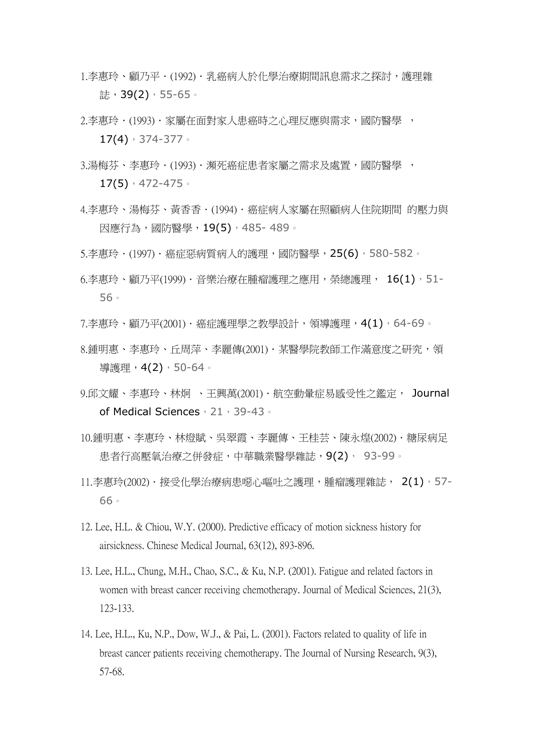1.李惠玲、顧乃平・(1992)・乳癌病人於化學治療期間訊息需求之探討，護理雜誌，39(2)，55-65。

2.李惠玲・(1993)・家屬在面對家人患癌時之心理反應與需求，國防醫學 ，17(4)，374-377。

3.湯梅芬、李惠玲・(1993)・瀕死癌症患者家屬之需求及處置，國防醫學 ，17(5)，472-475。

4.李惠玲、湯梅芬、黃香香・(1994)・癌症病人家屬在照顧病人住院期間 的壓力與因應行為，國防醫學，19(5)，485- 489。

5.李惠玲・(1997)・癌症惡病質病人的護理，國防醫學，25(6)，580-582。

6.李惠玲、顧乃平(1999)・音樂治療在腫瘤護理之應用，榮總護理， 16(1)，51-56。

7.李惠玲、顧乃平(2001)・癌症護理學之教學設計，領導護理，4(1)，64-69。

8.鍾明惠、李惠玲、丘周萍、李麗傳(2001)・某醫學院教師工作滿意度之研究，領導護理，4(2)，50-64。

9.邱文耀、李惠玲、林炯 、王興萬(2001)・航空動暈症易感受性之鑑定， Journal of Medical Sciences，21，39-43。

10.鍾明惠、李惠玲、林燈賦、吳翠霞、李麗傳、王桂芸、陳永煌(2002)・糖尿病足患者行高壓氧治療之併發症，中華職業醫學雜誌，9(2)， 93-99。

11.李惠玲(2002)・接受化學治療病患噁心嘔吐之護理，腫瘤護理雜誌， 2(1)，57-66。

12. Lee, H.L. & Chiou, W.Y. (2000). Predictive efficacy of motion sickness history for airsickness. Chinese Medical Journal, 63(12), 893-896.

13. Lee, H.L., Chung, M.H., Chao, S.C., & Ku, N.P. (2001). Fatigue and related factors in women with breast cancer receiving chemotherapy. Journal of Medical Sciences, 21(3), 123-133.

14. Lee, H.L., Ku, N.P., Dow, W.J., & Pai, L. (2001). Factors related to quality of life in breast cancer patients receiving chemotherapy. The Journal of Nursing Research, 9(3), 57-68.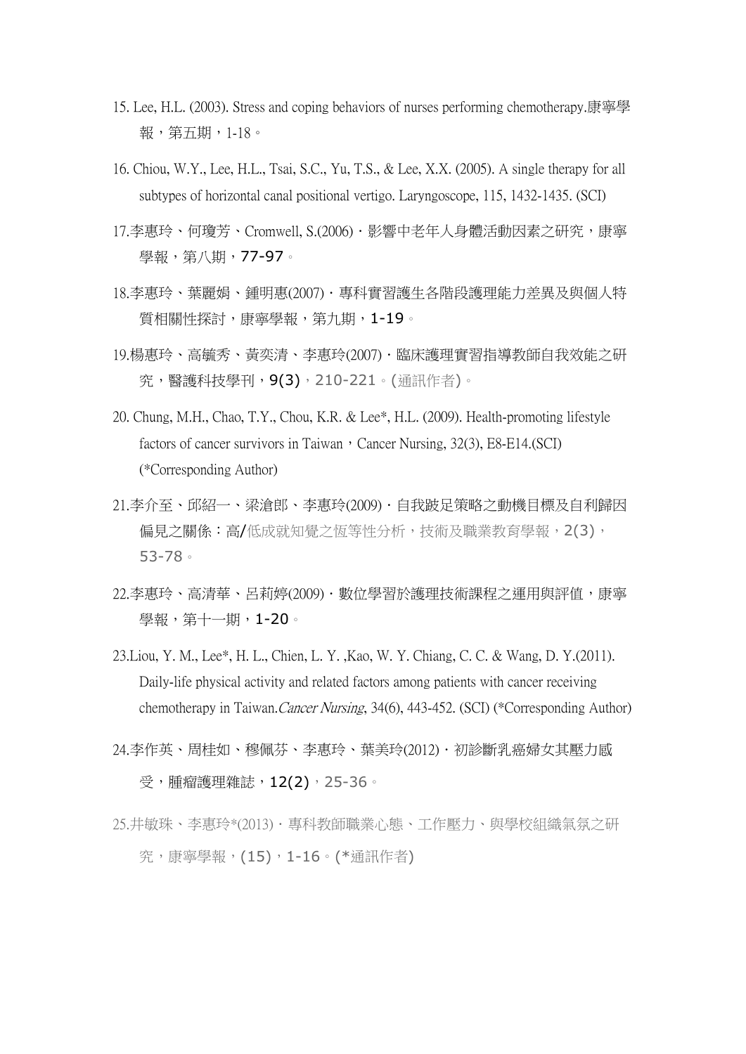15. Lee, H.L. (2003). Stress and coping behaviors of nurses performing chemotherapy.康寧學報，第五期，1-18。

16. Chiou, W.Y., Lee, H.L., Tsai, S.C., Yu, T.S., & Lee, X.X. (2005). A single therapy for all subtypes of horizontal canal positional vertigo. Laryngoscope, 115, 1432-1435. (SCI)

17.李惠玲、何瓊芳、Cromwell, S.(2006)．影響中老年人身體活動因素之研究，康寧學報，第八期，77-97。

18.李惠玲、葉麗娟、鍾明惠(2007)．專科實習護生各階段護理能力差異及與個人特質相關性探討，康寧學報，第九期，1-19。

19.楊惠玲、高毓秀、黃奕清、李惠玲(2007)．臨床護理實習指導教師自我效能之研究，醫護科技學刊，9(3)，210-221。(通訊作者)。

20. Chung, M.H., Chao, T.Y., Chou, K.R. & Lee*, H.L. (2009). Health-promoting lifestyle factors of cancer survivors in Taiwan，Cancer Nursing, 32(3), E8-E14.(SCI) (*Corresponding Author)

21.李介至、邱紹一、梁滄郎、李惠玲(2009)．自我跛足策略之動機目標及自利歸因偏見之關係：高/低成就知覺之恆等性分析，技術及職業教育學報，2(3)，53-78。

22.李惠玲、高清華、呂莉婷(2009)．數位學習於護理技術課程之運用與評值，康寧學報，第十一期，1-20。

23.Liou, Y. M., Lee*, H. L., Chien, L. Y. ,Kao, W. Y. Chiang, C. C. & Wang, D. Y.(2011). Daily-life physical activity and related factors among patients with cancer receiving chemotherapy in Taiwan.*Cancer Nursing*, 34(6), 443-452. (SCI) (*Corresponding Author)

24.李作英、周桂如、穆佩芬、李惠玲、葉美玲(2012)．初診斷乳癌婦女其壓力感受，腫瘤護理雜誌，12(2)，25-36。

25.井敏珠、李惠玲*(2013)．專科教師職業心態、工作壓力、與學校組織氣氛之研究，康寧學報，(15)，1-16。(*通訊作者)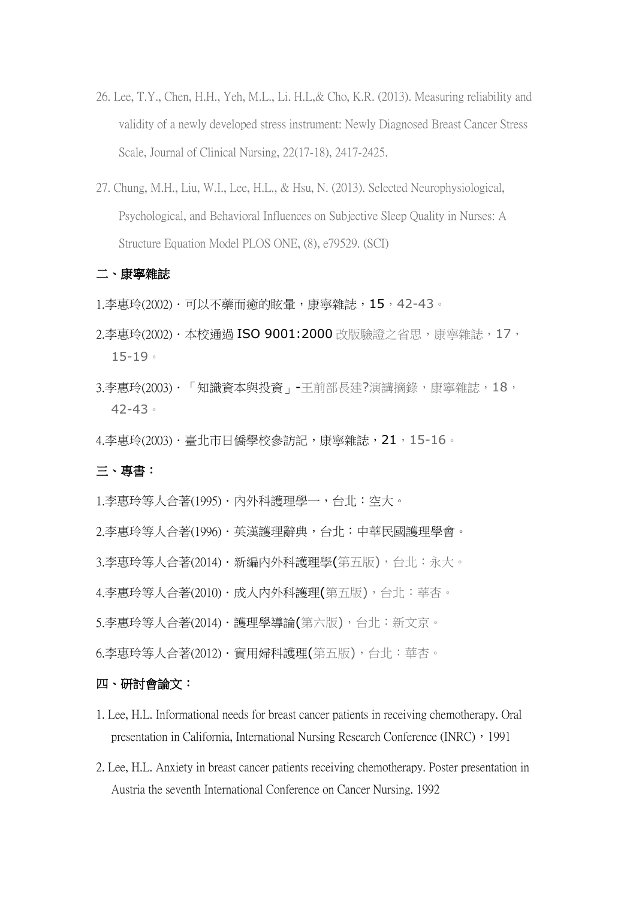26. Lee, T.Y., Chen, H.H., Yeh, M.L., Li. H.L,& Cho, K.R. (2013). Measuring reliability and validity of a newly developed stress instrument: Newly Diagnosed Breast Cancer Stress Scale, Journal of Clinical Nursing, 22(17-18), 2417-2425.

27. Chung, M.H., Liu, W.I., Lee, H.L., & Hsu, N. (2013). Selected Neurophysiological, Psychological, and Behavioral Influences on Subjective Sleep Quality in Nurses: A Structure Equation Model PLOS ONE, (8), e79529. (SCI)

### 二、康寧雜誌

1.李惠玲(2002)．可以不藥而癒的眩暈，康寧雜誌，**15**，42-43。

2.李惠玲(2002)．本校通過 **ISO 9001:2000** 改版驗證之省思，康寧雜誌，17，15-19。

3.李惠玲(2003)．「知識資本與投資」-王前部長建?演講摘錄，康寧雜誌，18，42-43。

4.李惠玲(2003)．臺北市日僑學校參訪記，康寧雜誌，**21**，15-16。

### 三、專書：

1.李惠玲等人合著(1995)．內外科護理學一，台北：空大。

2.李惠玲等人合著(1996)．英漢護理辭典，台北：中華民國護理學會。

3.李惠玲等人合著(2014)．新編內外科護理學(第五版)，台北：永大。

4.李惠玲等人合著(2010)．成人內外科護理(第五版)，台北：華杏。

5.李惠玲等人合著(2014)．護理學導論(第六版)，台北：新文京。

6.李惠玲等人合著(2012)．實用婦科護理(第五版)，台北：華杏。

### 四、研討會論文：

1. Lee, H.L. Informational needs for breast cancer patients in receiving chemotherapy. Oral presentation in California, International Nursing Research Conference (INRC)，1991

2. Lee, H.L. Anxiety in breast cancer patients receiving chemotherapy. Poster presentation in Austria the seventh International Conference on Cancer Nursing. 1992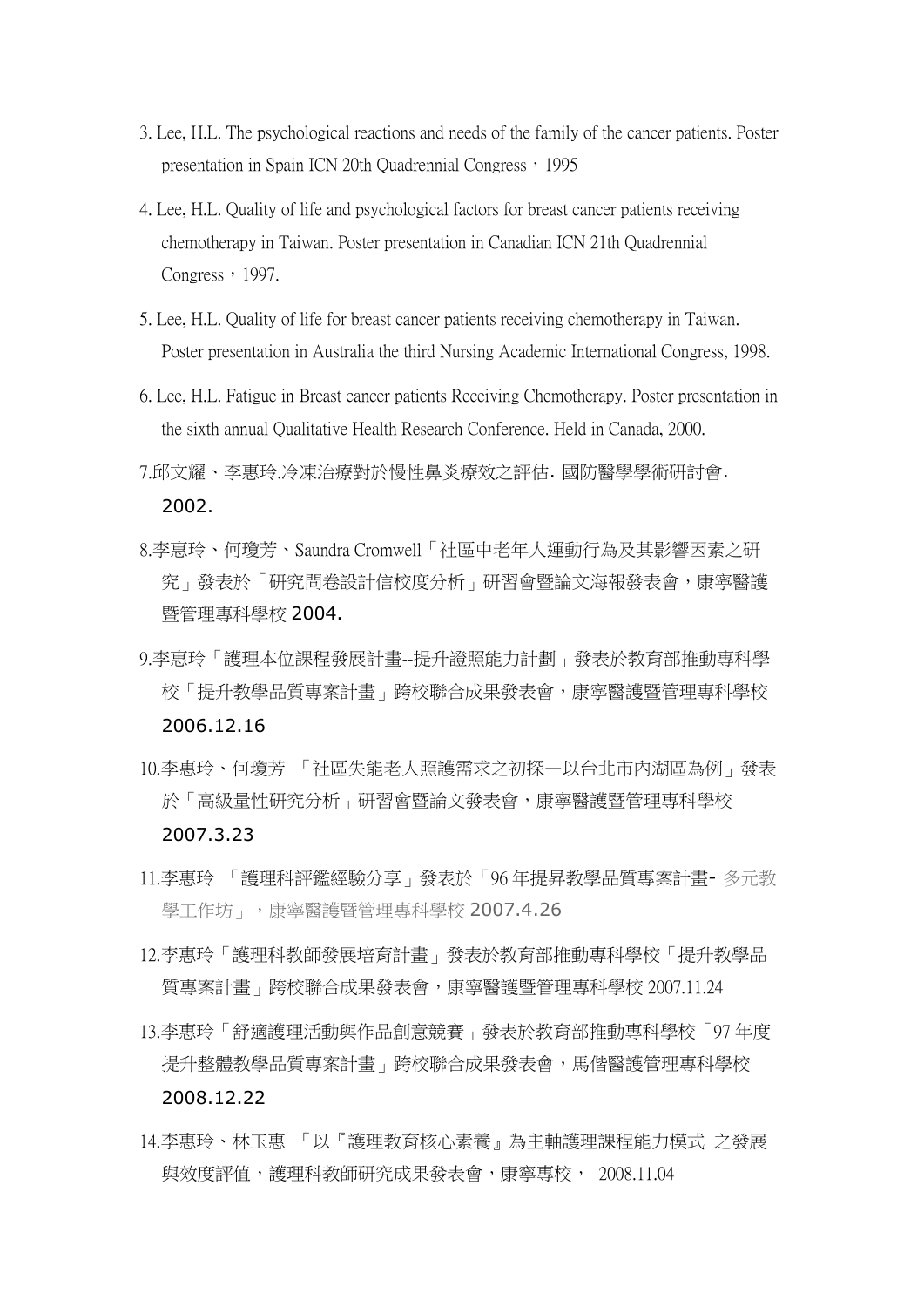3. Lee, H.L. The psychological reactions and needs of the family of the cancer patients. Poster presentation in Spain ICN 20th Quadrennial Congress，1995

4. Lee, H.L. Quality of life and psychological factors for breast cancer patients receiving chemotherapy in Taiwan. Poster presentation in Canadian ICN 21th Quadrennial Congress，1997.

5. Lee, H.L. Quality of life for breast cancer patients receiving chemotherapy in Taiwan. Poster presentation in Australia the third Nursing Academic International Congress, 1998.

6. Lee, H.L. Fatigue in Breast cancer patients Receiving Chemotherapy. Poster presentation in the sixth annual Qualitative Health Research Conference. Held in Canada, 2000.

7.邱文耀、李惠玲.冷凍治療對於慢性鼻炎療效之評估. 國防醫學學術研討會. 2002.

8.李惠玲、何瓊芳、Saundra Cromwell「社區中老年人運動行為及其影響因素之研究」發表於「研究問卷設計信校度分析」研習會暨論文海報發表會，康寧醫護暨管理專科學校 2004.

9.李惠玲「護理本位課程發展計畫--提升證照能力計劃」發表於教育部推動專科學校「提升教學品質專案計畫」跨校聯合成果發表會，康寧醫護暨管理專科學校 2006.12.16

10.李惠玲、何瓊芳 「社區失能老人照護需求之初探—以台北市內湖區為例」發表於「高級量性研究分析」研習會暨論文發表會，康寧醫護暨管理專科學校 2007.3.23

11.李惠玲 「護理科評鑑經驗分享」發表於「96 年提昇教學品質專案計畫- 多元教學工作坊」，康寧醫護暨管理專科學校 2007.4.26

12.李惠玲「護理科教師發展培育計畫」發表於教育部推動專科學校「提升教學品質專案計畫」跨校聯合成果發表會，康寧醫護暨管理專科學校 2007.11.24

13.李惠玲「舒適護理活動與作品創意競賽」發表於教育部推動專科學校「97 年度提升整體教學品質專案計畫」跨校聯合成果發表會，馬偕醫護管理專科學校 2008.12.22

14.李惠玲、林玉惠 「以『護理教育核心素養』為主軸護理課程能力模式 之發展與效度評值，護理科教師研究成果發表會，康寧專校， 2008.11.04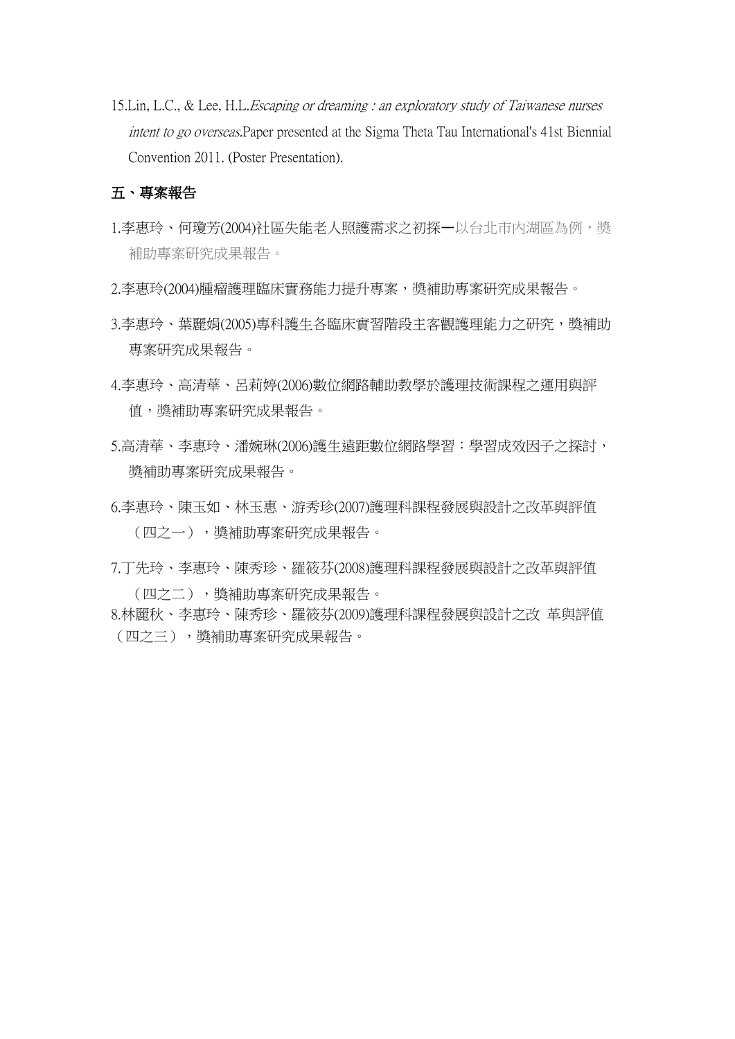15.Lin, L.C., & Lee, H.L.*Escaping or dreaming : an exploratory study of Taiwanese nurses intent to go overseas.*Paper presented at the Sigma Theta Tau International's 41st Biennial Convention 2011. (Poster Presentation).

## 五、專案報告

1.李惠玲、何瓊芳(2004)社區失能老人照護需求之初探ー以台北市內湖區為例，獎補助專案研究成果報告。

2.李惠玲(2004)腫瘤護理臨床實務能力提升專案，獎補助專案研究成果報告。

3.李惠玲、葉麗娟(2005)專科護生各臨床實習階段主客觀護理能力之研究，獎補助專案研究成果報告。

4.李惠玲、高清華、呂莉婷(2006)數位網路輔助教學於護理技術課程之運用與評值，獎補助專案研究成果報告。

5.高清華、李惠玲、潘婉琳(2006)護生遠距數位網路學習：學習成效因子之探討，獎補助專案研究成果報告。

6.李惠玲、陳玉如、林玉惠、游秀珍(2007)護理科課程發展與設計之改革與評值（四之一），獎補助專案研究成果報告。

7.丁先玲、李惠玲、陳秀珍、羅筱芬(2008)護理科課程發展與設計之改革與評值（四之二），獎補助專案研究成果報告。

8.林麗秋、李惠玲、陳秀珍、羅筱芬(2009)護理科課程發展與設計之改 革與評值（四之三），獎補助專案研究成果報告。